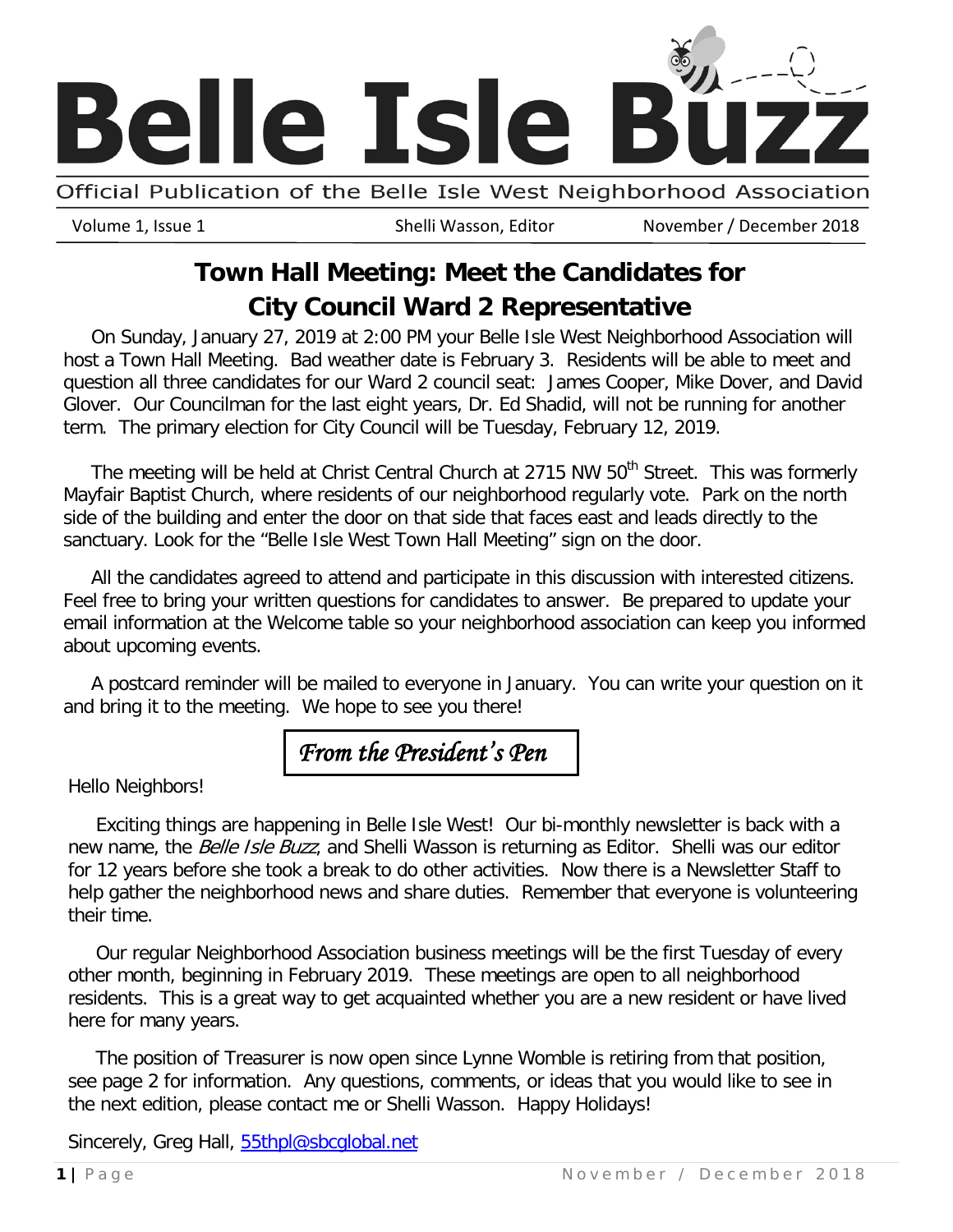# Belle Isle Buzz

Official Publication of the Belle Isle West Neighborhood Association

Volume 1, Issue 1 — Shelli Wasson, Editor — November / December 2018

## Town Hall Meeting: Meet the Candidates for City Council Ward 2 Representative

On Sunday, January 27, 2019 at 2:00 PM your Belle Isle West Neighborhood Association will host a Town Hall Meeting. Bad weather date is February 3. Residents will be able to meet and question all three candidates for our Ward 2 council seat: James Cooper, Mike Dover, and David Glover. Our Councilman for the last eight years, Dr. Ed Shadid, will not be running for another term. The primary election for City Council will be Tuesday, February 12, 2019.

The meeting will be held at Christ Central Church at 2715 NW 50th Street. This was formerly Mayfair Baptist Church, where residents of our neighborhood regularly vote. Park on the north side of the building and enter the door on that side that faces east and leads directly to the sanctuary. Look for the "Belle Isle West Town Hall Meeting" sign on the door.

All the candidates agreed to attend and participate in this discussion with interested citizens. Feel free to bring your written questions for candidates to answer. Be prepared to update your email information at the Welcome table so your neighborhood association can keep you informed about upcoming events.

A postcard reminder will be mailed to everyone in January. You can write your question on it and bring it to the meeting. We hope to see you there!

## *From the President's Pen*

Hello Neighbors!

Exciting things are happening in Belle Isle West! Our bi-monthly newsletter is back with a new name, the *Belle Isle Buzz*, and Shelli Wasson is returning as Editor. Shelli was our editor for 12 years before she took a break to do other activities. Now there is a Newsletter Staff to help gather the neighborhood news and share duties. Remember that everyone is volunteering their time.

Our regular Neighborhood Association business meetings will be the first Tuesday of every other month, beginning in February 2019. These meetings are open to all neighborhood residents. This is a great way to get acquainted whether you are a new resident or have lived here for many years.

The position of Treasurer is now open since Lynne Womble is retiring from that position, see page 2 for information. Any questions, comments, or ideas that you would like to see in the next edition, please contact me or Shelli Wasson. Happy Holidays!

Sincerely, Greg Hall, 55thpl@sbcglobal.net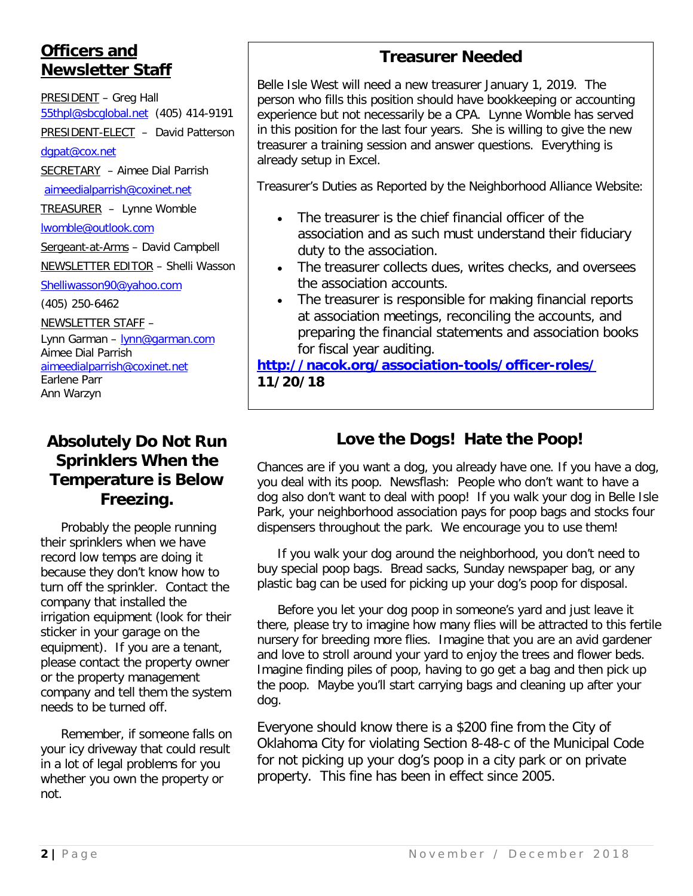## Officers and Newsletter Staff

PRESIDENT – Greg Hall
55thpl@sbcglobal.net (405) 414-9191

PRESIDENT-ELECT – David Patterson
dgpat@cox.net

SECRETARY – Aimee Dial Parrish
aimeedialparrish@coxinet.net

TREASURER – Lynne Womble
lwomble@outlook.com

Sergeant-at-Arms – David Campbell

NEWSLETTER EDITOR – Shelli Wasson
Shelliwasson90@yahoo.com
(405) 250-6462

NEWSLETTER STAFF –
Lynn Garman – lynn@garman.com
Aimee Dial Parrish
aimeedialparrish@coxinet.net
Earlene Parr
Ann Warzyn

## Absolutely Do Not Run Sprinklers When the Temperature is Below Freezing.

Probably the people running their sprinklers when we have record low temps are doing it because they don't know how to turn off the sprinkler. Contact the company that installed the irrigation equipment (look for their sticker in your garage on the equipment). If you are a tenant, please contact the property owner or the property management company and tell them the system needs to be turned off.

Remember, if someone falls on your icy driveway that could result in a lot of legal problems for you whether you own the property or not.

## Treasurer Needed

Belle Isle West will need a new treasurer January 1, 2019. The person who fills this position should have bookkeeping or accounting experience but not necessarily be a CPA. Lynne Womble has served in this position for the last four years. She is willing to give the new treasurer a training session and answer questions. Everything is already setup in Excel.

Treasurer's Duties as Reported by the Neighborhood Alliance Website:

- The treasurer is the chief financial officer of the association and as such must understand their fiduciary duty to the association.
- The treasurer collects dues, writes checks, and oversees the association accounts.
- The treasurer is responsible for making financial reports at association meetings, reconciling the accounts, and preparing the financial statements and association books for fiscal year auditing.

**http://nacok.org/association-tools/officer-roles/**
**11/20/18**

## Love the Dogs! Hate the Poop!

Chances are if you want a dog, you already have one. If you have a dog, you deal with its poop. Newsflash: People who don't want to have a dog also don't want to deal with poop! If you walk your dog in Belle Isle Park, your neighborhood association pays for poop bags and stocks four dispensers throughout the park. We encourage you to use them!

If you walk your dog around the neighborhood, you don't need to buy special poop bags. Bread sacks, Sunday newspaper bag, or any plastic bag can be used for picking up your dog's poop for disposal.

Before you let your dog poop in someone's yard and just leave it there, please try to imagine how many flies will be attracted to this fertile nursery for breeding more flies. Imagine that you are an avid gardener and love to stroll around your yard to enjoy the trees and flower beds. Imagine finding piles of poop, having to go get a bag and then pick up the poop. Maybe you'll start carrying bags and cleaning up after your dog.

Everyone should know there is a $200 fine from the City of Oklahoma City for violating Section 8-48-c of the Municipal Code for not picking up your dog's poop in a city park or on private property. This fine has been in effect since 2005.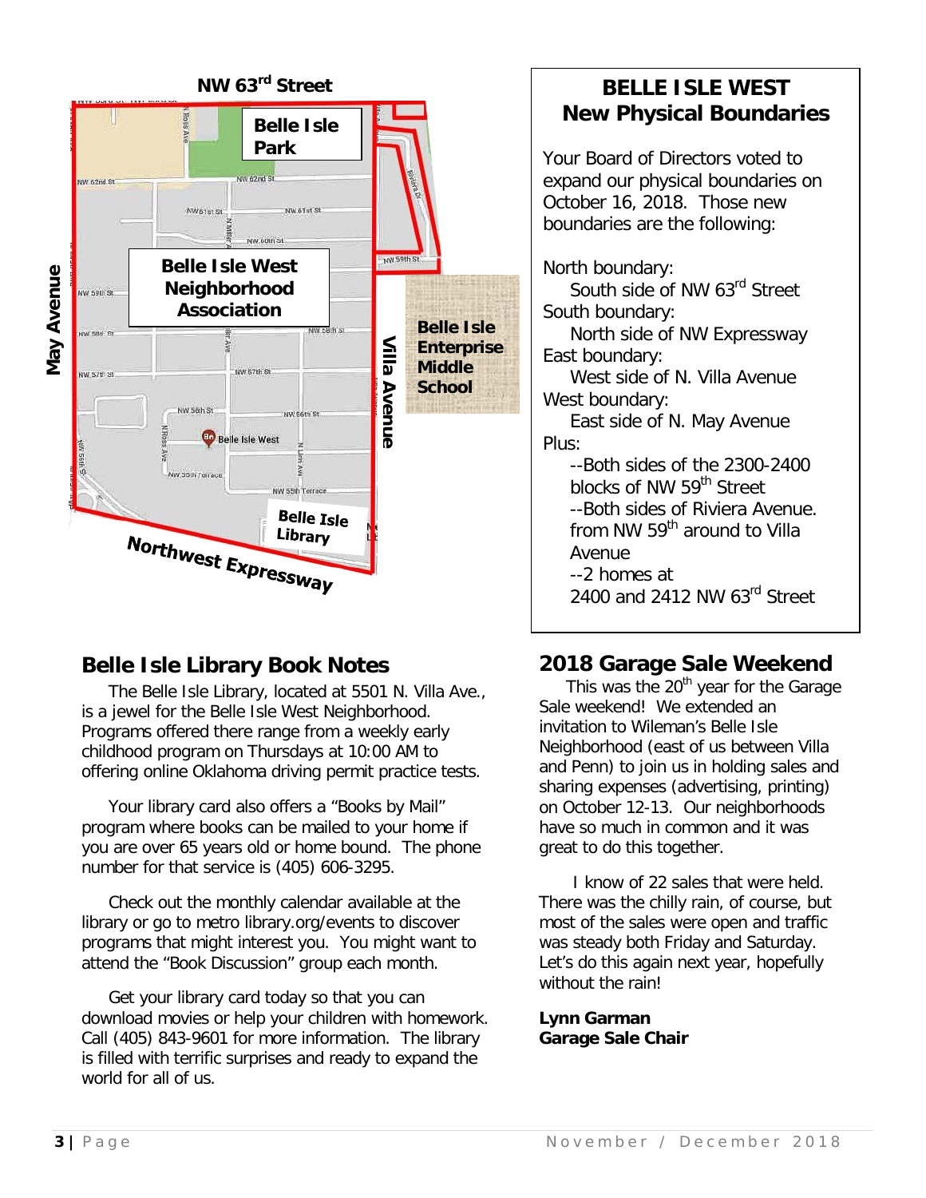## BELLE ISLE WEST
## New Physical Boundaries

Your Board of Directors voted to expand our physical boundaries on October 16, 2018. Those new boundaries are the following:

North boundary:
South side of NW 63rd Street

South boundary:
North side of NW Expressway

East boundary:
West side of N. Villa Avenue

West boundary:
East side of N. May Avenue

Plus:
- --Both sides of the 2300-2400 blocks of NW 59th Street
- --Both sides of Riviera Avenue. from NW 59th around to Villa Avenue
- --2 homes at 2400 and 2412 NW 63rd Street

## Belle Isle Library Book Notes

The Belle Isle Library, located at 5501 N. Villa Ave., is a jewel for the Belle Isle West Neighborhood. Programs offered there range from a weekly early childhood program on Thursdays at 10:00 AM to offering online Oklahoma driving permit practice tests.

Your library card also offers a "Books by Mail" program where books can be mailed to your home if you are over 65 years old or home bound. The phone number for that service is (405) 606-3295.

Check out the monthly calendar available at the library or go to metro library.org/events to discover programs that might interest you. You might want to attend the "Book Discussion" group each month.

Get your library card today so that you can download movies or help your children with homework. Call (405) 843-9601 for more information. The library is filled with terrific surprises and ready to expand the world for all of us.

## 2018 Garage Sale Weekend

This was the 20th year for the Garage Sale weekend! We extended an invitation to Wileman's Belle Isle Neighborhood (east of us between Villa and Penn) to join us in holding sales and sharing expenses (advertising, printing) on October 12-13. Our neighborhoods have so much in common and it was great to do this together.

I know of 22 sales that were held. There was the chilly rain, of course, but most of the sales were open and traffic was steady both Friday and Saturday. Let's do this again next year, hopefully without the rain!

**Lynn Garman**
**Garage Sale Chair**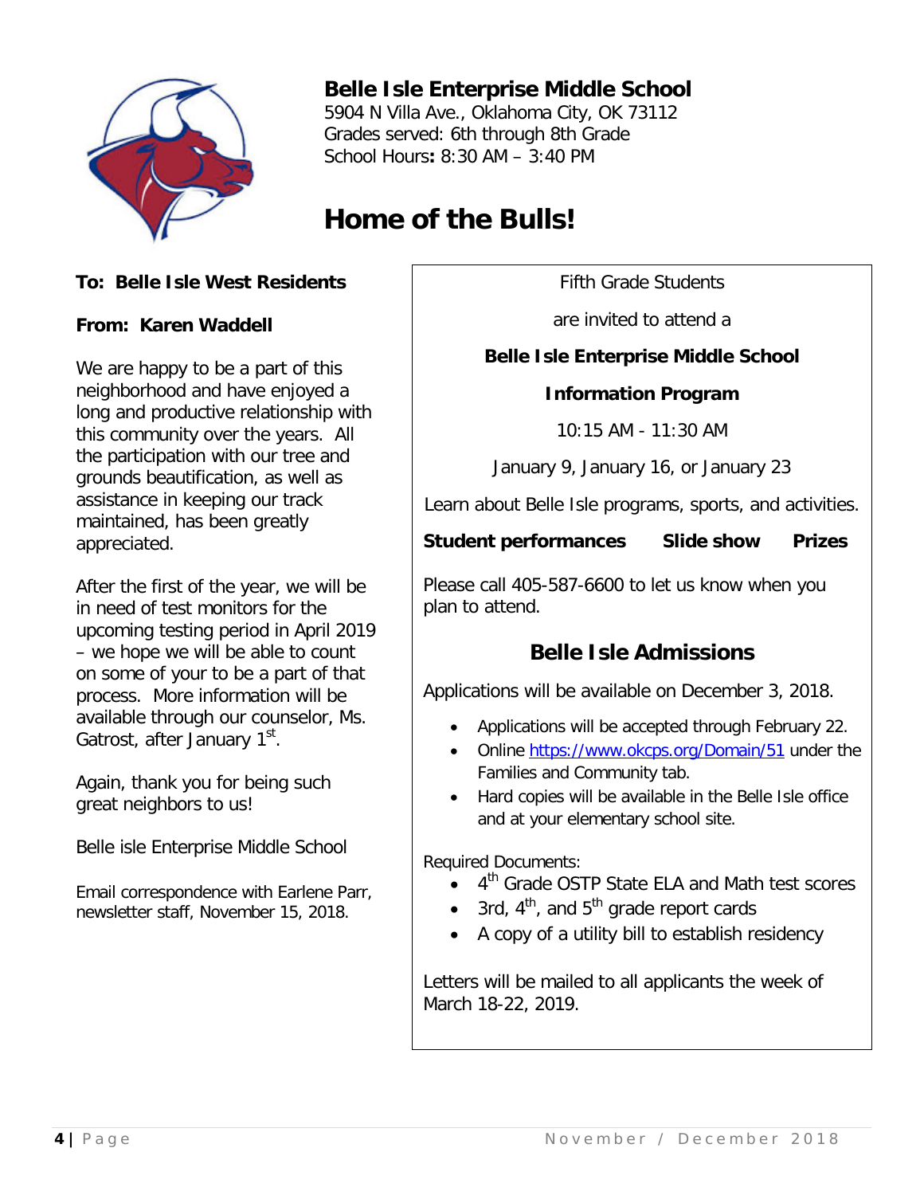# Belle Isle Enterprise Middle School

5904 N Villa Ave., Oklahoma City, OK 73112
Grades served: 6th through 8th Grade
School Hours**:** 8:30 AM – 3:40 PM

# Home of the Bulls!

**To: Belle Isle West Residents**

**From: Karen Waddell**

We are happy to be a part of this neighborhood and have enjoyed a long and productive relationship with this community over the years. All the participation with our tree and grounds beautification, as well as assistance in keeping our track maintained, has been greatly appreciated.

After the first of the year, we will be in need of test monitors for the upcoming testing period in April 2019 – we hope we will be able to count on some of your to be a part of that process. More information will be available through our counselor, Ms. Gatrost, after January 1st.

Again, thank you for being such great neighbors to us!

Belle isle Enterprise Middle School

Email correspondence with Earlene Parr, newsletter staff, November 15, 2018.

---

Fifth Grade Students

are invited to attend a

**Belle Isle Enterprise Middle School**

**Information Program**

10:15 AM - 11:30 AM

January 9, January 16, or January 23

Learn about Belle Isle programs, sports, and activities.

**Student performances** **Slide show** **Prizes**

Please call 405-587-6600 to let us know when you plan to attend.

## Belle Isle Admissions

Applications will be available on December 3, 2018.

- Applications will be accepted through February 22.
- Online https://www.okcps.org/Domain/51 under the Families and Community tab.
- Hard copies will be available in the Belle Isle office and at your elementary school site.

Required Documents:

- 4th Grade OSTP State ELA and Math test scores
- 3rd, 4th, and 5th grade report cards
- A copy of a utility bill to establish residency

Letters will be mailed to all applicants the week of March 18-22, 2019.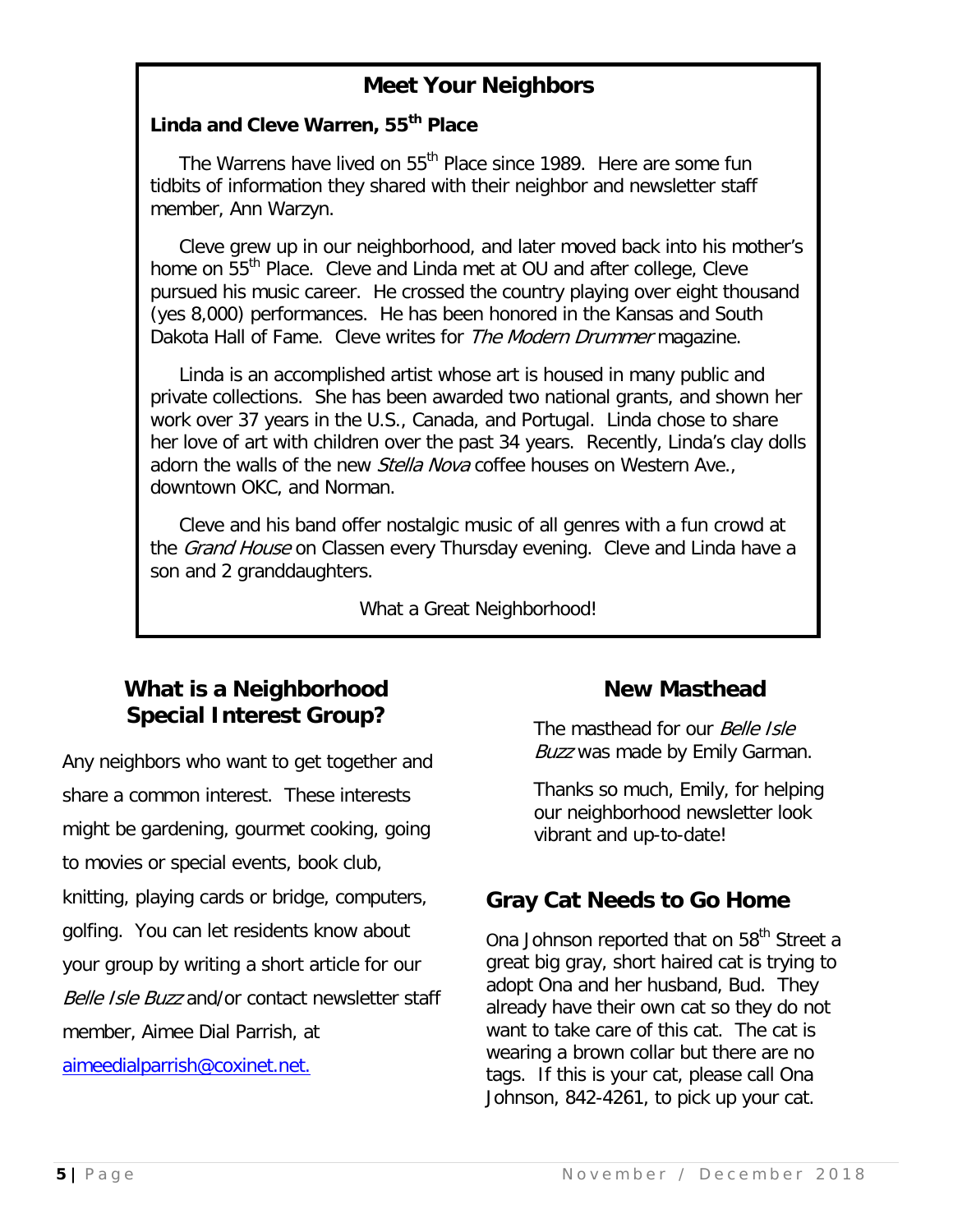## Meet Your Neighbors

**Linda and Cleve Warren, 55th Place**

The Warrens have lived on 55th Place since 1989. Here are some fun tidbits of information they shared with their neighbor and newsletter staff member, Ann Warzyn.

Cleve grew up in our neighborhood, and later moved back into his mother's home on 55th Place. Cleve and Linda met at OU and after college, Cleve pursued his music career. He crossed the country playing over eight thousand (yes 8,000) performances. He has been honored in the Kansas and South Dakota Hall of Fame. Cleve writes for *The Modern Drummer* magazine.

Linda is an accomplished artist whose art is housed in many public and private collections. She has been awarded two national grants, and shown her work over 37 years in the U.S., Canada, and Portugal. Linda chose to share her love of art with children over the past 34 years. Recently, Linda's clay dolls adorn the walls of the new *Stella Nova* coffee houses on Western Ave., downtown OKC, and Norman.

Cleve and his band offer nostalgic music of all genres with a fun crowd at the *Grand House* on Classen every Thursday evening. Cleve and Linda have a son and 2 granddaughters.

What a Great Neighborhood!

## What is a Neighborhood Special Interest Group?

Any neighbors who want to get together and share a common interest. These interests might be gardening, gourmet cooking, going to movies or special events, book club, knitting, playing cards or bridge, computers, golfing. You can let residents know about your group by writing a short article for our *Belle Isle Buzz* and/or contact newsletter staff member, Aimee Dial Parrish, at aimeedialparrish@coxinet.net.

## New Masthead

The masthead for our *Belle Isle Buzz* was made by Emily Garman.

Thanks so much, Emily, for helping our neighborhood newsletter look vibrant and up-to-date!

## Gray Cat Needs to Go Home

Ona Johnson reported that on 58th Street a great big gray, short haired cat is trying to adopt Ona and her husband, Bud. They already have their own cat so they do not want to take care of this cat. The cat is wearing a brown collar but there are no tags. If this is your cat, please call Ona Johnson, 842-4261, to pick up your cat.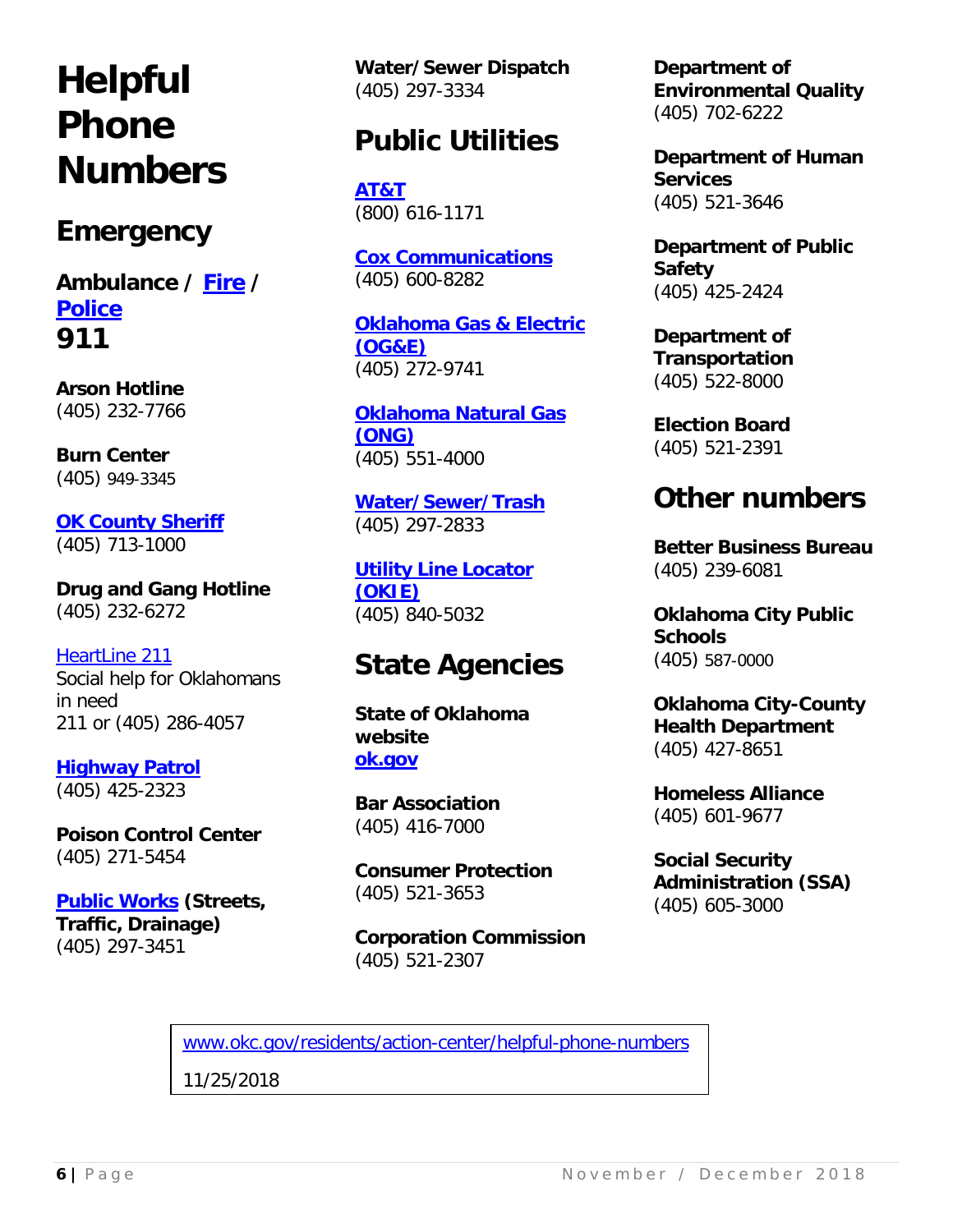# Helpful Phone Numbers

## Emergency

**Ambulance / Fire / Police**
**911**

**Arson Hotline**
(405) 232-7766

**Burn Center**
(405) 949-3345

**OK County Sheriff**
(405) 713-1000

**Drug and Gang Hotline**
(405) 232-6272

HeartLine 211
Social help for Oklahomans in need
211 or (405) 286-4057

**Highway Patrol**
(405) 425-2323

**Poison Control Center**
(405) 271-5454

**Public Works (Streets, Traffic, Drainage)**
(405) 297-3451

**Water/Sewer Dispatch**
(405) 297-3334

## Public Utilities

**AT&T**
(800) 616-1171

**Cox Communications**
(405) 600-8282

**Oklahoma Gas & Electric (OG&E)**
(405) 272-9741

**Oklahoma Natural Gas (ONG)**
(405) 551-4000

**Water/Sewer/Trash**
(405) 297-2833

**Utility Line Locator (OKIE)**
(405) 840-5032

## State Agencies

**State of Oklahoma website**
**ok.gov**

**Bar Association**
(405) 416-7000

**Consumer Protection**
(405) 521-3653

**Corporation Commission**
(405) 521-2307

**Department of Environmental Quality**
(405) 702-6222

**Department of Human Services**
(405) 521-3646

**Department of Public Safety**
(405) 425-2424

**Department of Transportation**
(405) 522-8000

**Election Board**
(405) 521-2391

## Other numbers

**Better Business Bureau**
(405) 239-6081

**Oklahoma City Public Schools**
(405) 587-0000

**Oklahoma City-County Health Department**
(405) 427-8651

**Homeless Alliance**
(405) 601-9677

**Social Security Administration (SSA)**
(405) 605-3000

www.okc.gov/residents/action-center/helpful-phone-numbers

11/25/2018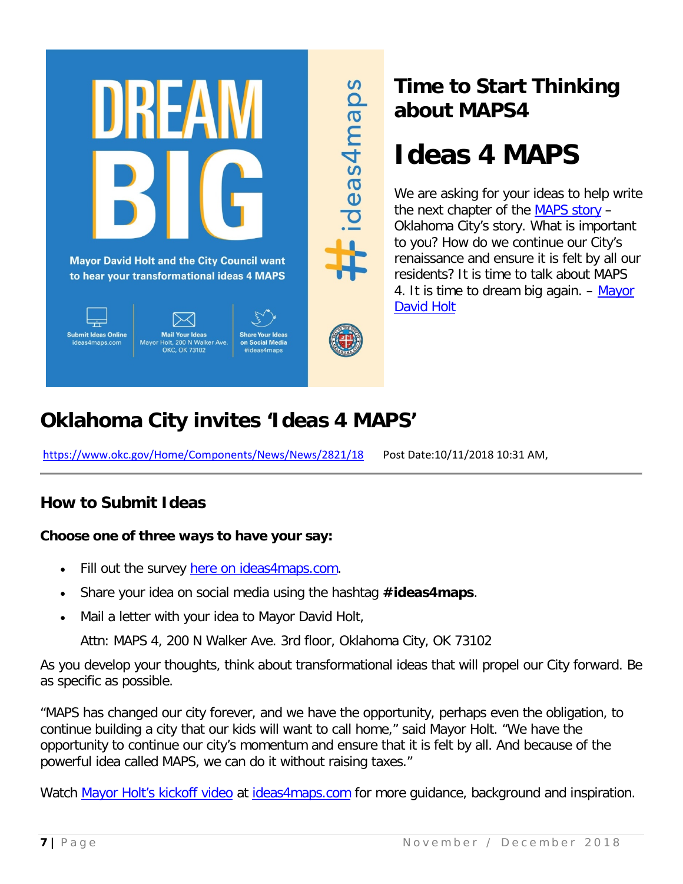# Time to Start Thinking about MAPS4

## Ideas 4 MAPS

We are asking for your ideas to help write the next chapter of the MAPS story – Oklahoma City's story. What is important to you? How do we continue our City's renaissance and ensure it is felt by all our residents? It is time to talk about MAPS 4. It is time to dream big again. – Mayor David Holt

# Oklahoma City invites 'Ideas 4 MAPS'

https://www.okc.gov/Home/Components/News/News/2821/18 Post Date:10/11/2018 10:31 AM,

## How to Submit Ideas

**Choose one of three ways to have your say:**

- Fill out the survey here on ideas4maps.com.
- Share your idea on social media using the hashtag **#ideas4maps**.
- Mail a letter with your idea to Mayor David Holt,

  Attn: MAPS 4, 200 N Walker Ave. 3rd floor, Oklahoma City, OK 73102

As you develop your thoughts, think about transformational ideas that will propel our City forward. Be as specific as possible.

"MAPS has changed our city forever, and we have the opportunity, perhaps even the obligation, to continue building a city that our kids will want to call home," said Mayor Holt. "We have the opportunity to continue our city's momentum and ensure that it is felt by all. And because of the powerful idea called MAPS, we can do it without raising taxes."

Watch Mayor Holt's kickoff video at ideas4maps.com for more guidance, background and inspiration.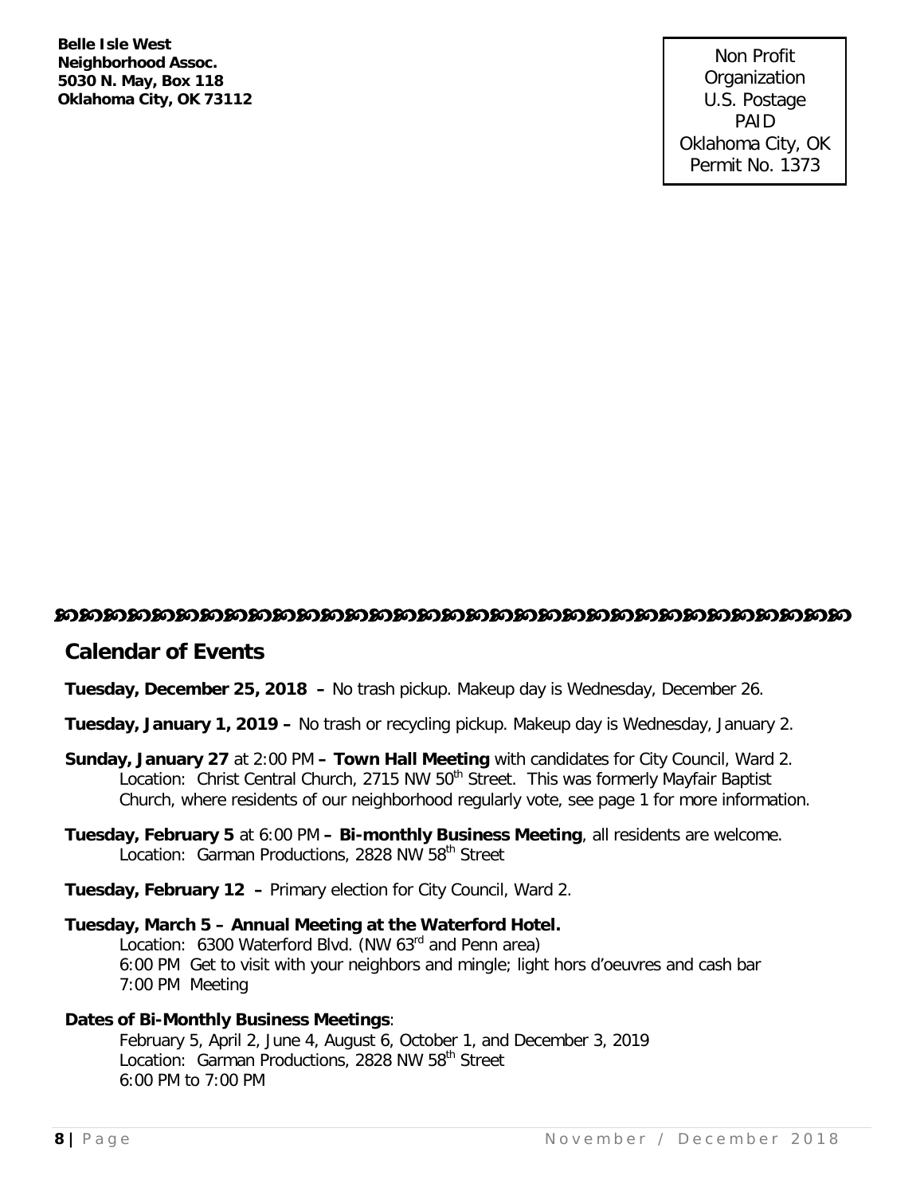**Belle Isle West**
**Neighborhood Assoc.**
**5030 N. May, Box 118**
**Oklahoma City, OK 73112**

Non Profit
Organization
U.S. Postage
PAID
Oklahoma City, OK
Permit No. 1373

## Calendar of Events

**Tuesday, December 25, 2018 –** No trash pickup. Makeup day is Wednesday, December 26.

**Tuesday, January 1, 2019 –** No trash or recycling pickup. Makeup day is Wednesday, January 2.

**Sunday, January 27** at 2:00 PM **– Town Hall Meeting** with candidates for City Council, Ward 2.
Location: Christ Central Church, 2715 NW 50th Street. This was formerly Mayfair Baptist Church, where residents of our neighborhood regularly vote, see page 1 for more information.

**Tuesday, February 5** at 6:00 PM **– Bi-monthly Business Meeting**, all residents are welcome.
Location: Garman Productions, 2828 NW 58th Street

**Tuesday, February 12 –** Primary election for City Council, Ward 2.

**Tuesday, March 5 – Annual Meeting at the Waterford Hotel.**
Location: 6300 Waterford Blvd. (NW 63rd and Penn area)
6:00 PM Get to visit with your neighbors and mingle; light hors d'oeuvres and cash bar
7:00 PM Meeting

**Dates of Bi-Monthly Business Meetings**:
February 5, April 2, June 4, August 6, October 1, and December 3, 2019
Location: Garman Productions, 2828 NW 58th Street
6:00 PM to 7:00 PM